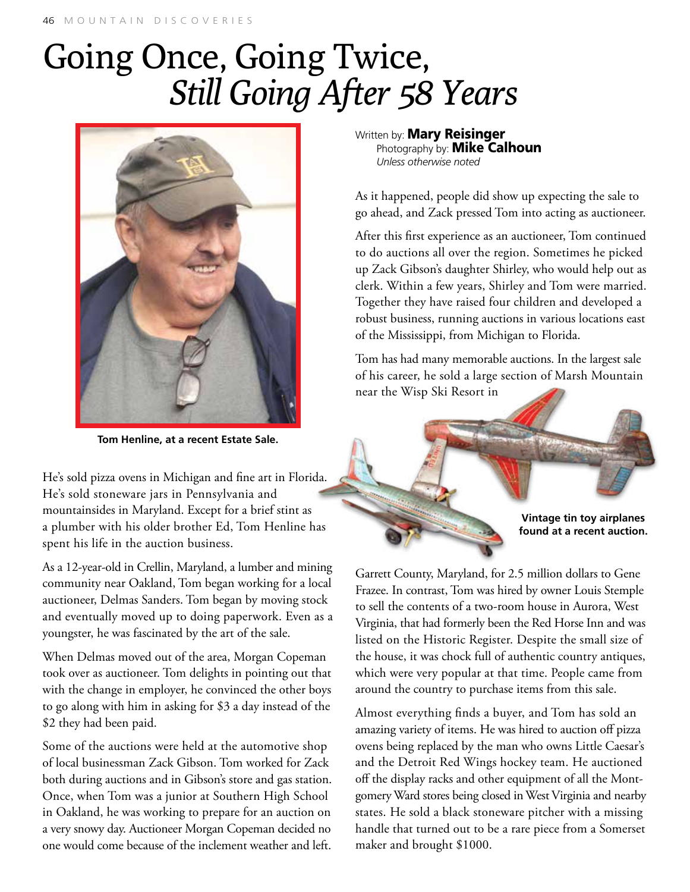# Going Once, Going Twice, *Still Going After 58 Years*

Tom Henline, at a recent Estate Sale.

Written by: **Mary Reisinger**
Photography by: **Mike Calhoun**
*Unless otherwise noted*

He's sold pizza ovens in Michigan and fine art in Florida. He's sold stoneware jars in Pennsylvania and mountainsides in Maryland. Except for a brief stint as a plumber with his older brother Ed, Tom Henline has spent his life in the auction business.

As a 12-year-old in Crellin, Maryland, a lumber and mining community near Oakland, Tom began working for a local auctioneer, Delmas Sanders. Tom began by moving stock and eventually moved up to doing paperwork. Even as a youngster, he was fascinated by the art of the sale.

When Delmas moved out of the area, Morgan Copeman took over as auctioneer. Tom delights in pointing out that with the change in employer, he convinced the other boys to go along with him in asking for $3 a day instead of the $2 they had been paid.

Some of the auctions were held at the automotive shop of local businessman Zack Gibson. Tom worked for Zack both during auctions and in Gibson's store and gas station. Once, when Tom was a junior at Southern High School in Oakland, he was working to prepare for an auction on a very snowy day. Auctioneer Morgan Copeman decided no one would come because of the inclement weather and left.

As it happened, people did show up expecting the sale to go ahead, and Zack pressed Tom into acting as auctioneer.

After this first experience as an auctioneer, Tom continued to do auctions all over the region. Sometimes he picked up Zack Gibson's daughter Shirley, who would help out as clerk. Within a few years, Shirley and Tom were married. Together they have raised four children and developed a robust business, running auctions in various locations east of the Mississippi, from Michigan to Florida.

Tom has had many memorable auctions. In the largest sale of his career, he sold a large section of Marsh Mountain near the Wisp Ski Resort in Garrett County, Maryland, for 2.5 million dollars to Gene Frazee. In contrast, Tom was hired by owner Louis Stemple to sell the contents of a two-room house in Aurora, West Virginia, that had formerly been the Red Horse Inn and was listed on the Historic Register. Despite the small size of the house, it was chock full of authentic country antiques, which were very popular at that time. People came from around the country to purchase items from this sale.

Vintage tin toy airplanes found at a recent auction.

Almost everything finds a buyer, and Tom has sold an amazing variety of items. He was hired to auction off pizza ovens being replaced by the man who owns Little Caesar's and the Detroit Red Wings hockey team. He auctioned off the display racks and other equipment of all the Montgomery Ward stores being closed in West Virginia and nearby states. He sold a black stoneware pitcher with a missing handle that turned out to be a rare piece from a Somerset maker and brought $1000.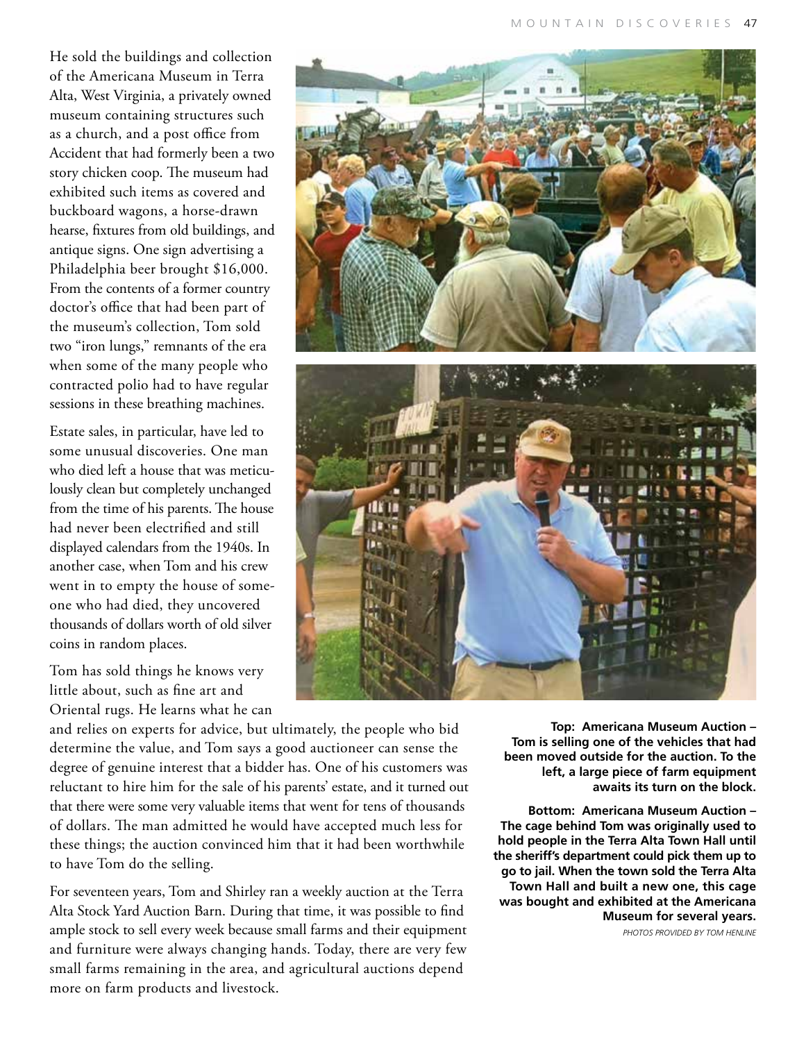He sold the buildings and collection of the Americana Museum in Terra Alta, West Virginia, a privately owned museum containing structures such as a church, and a post office from Accident that had formerly been a two story chicken coop. The museum had exhibited such items as covered and buckboard wagons, a horse-drawn hearse, fixtures from old buildings, and antique signs. One sign advertising a Philadelphia beer brought $16,000. From the contents of a former country doctor's office that had been part of the museum's collection, Tom sold two "iron lungs," remnants of the era when some of the many people who contracted polio had to have regular sessions in these breathing machines.

Estate sales, in particular, have led to some unusual discoveries. One man who died left a house that was meticulously clean but completely unchanged from the time of his parents. The house had never been electrified and still displayed calendars from the 1940s. In another case, when Tom and his crew went in to empty the house of someone who had died, they uncovered thousands of dollars worth of old silver coins in random places.

Tom has sold things he knows very little about, such as fine art and Oriental rugs. He learns what he can and relies on experts for advice, but ultimately, the people who bid determine the value, and Tom says a good auctioneer can sense the degree of genuine interest that a bidder has. One of his customers was reluctant to hire him for the sale of his parents' estate, and it turned out that there were some very valuable items that went for tens of thousands of dollars. The man admitted he would have accepted much less for these things; the auction convinced him that it had been worthwhile to have Tom do the selling.

For seventeen years, Tom and Shirley ran a weekly auction at the Terra Alta Stock Yard Auction Barn. During that time, it was possible to find ample stock to sell every week because small farms and their equipment and furniture were always changing hands. Today, there are very few small farms remaining in the area, and agricultural auctions depend more on farm products and livestock.

**Top: Americana Museum Auction – Tom is selling one of the vehicles that had been moved outside for the auction. To the left, a large piece of farm equipment awaits its turn on the block.**

**Bottom: Americana Museum Auction – The cage behind Tom was originally used to hold people in the Terra Alta Town Hall until the sheriff's department could pick them up to go to jail. When the town sold the Terra Alta Town Hall and built a new one, this cage was bought and exhibited at the Americana Museum for several years.**

*PHOTOS PROVIDED BY TOM HENLINE*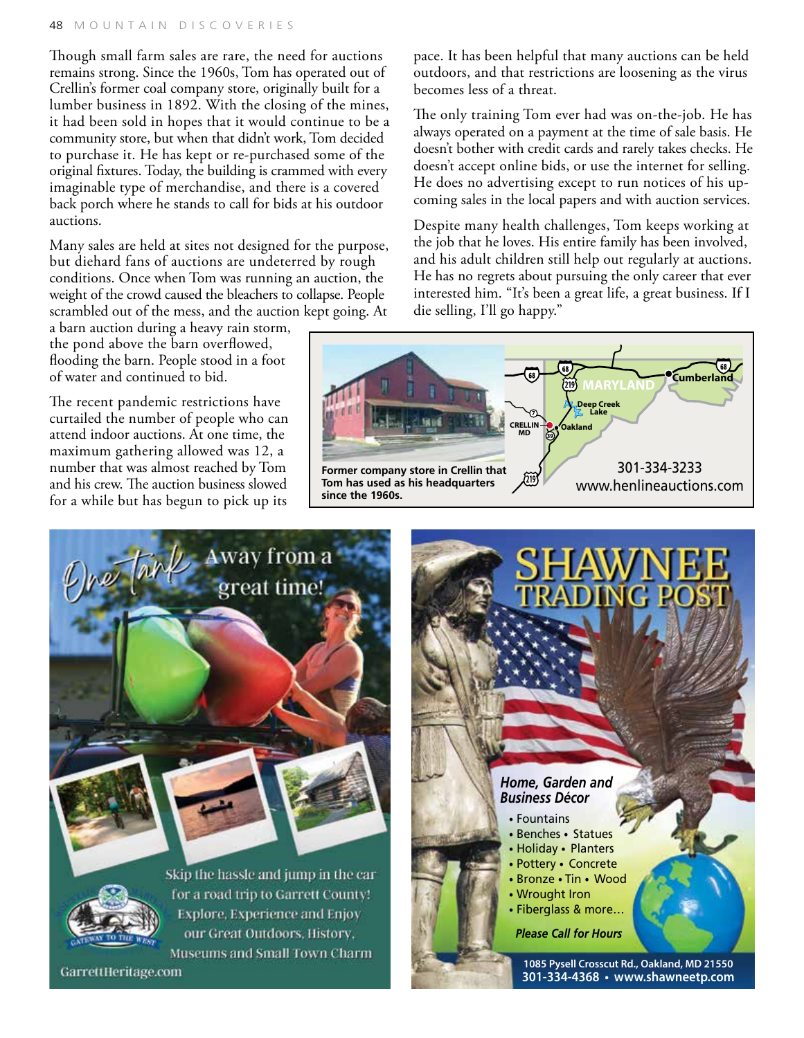Though small farm sales are rare, the need for auctions remains strong. Since the 1960s, Tom has operated out of Crellin's former coal company store, originally built for a lumber business in 1892. With the closing of the mines, it had been sold in hopes that it would continue to be a community store, but when that didn't work, Tom decided to purchase it. He has kept or re-purchased some of the original fixtures. Today, the building is crammed with every imaginable type of merchandise, and there is a covered back porch where he stands to call for bids at his outdoor auctions.

Many sales are held at sites not designed for the purpose, but diehard fans of auctions are undeterred by rough conditions. Once when Tom was running an auction, the weight of the crowd caused the bleachers to collapse. People scrambled out of the mess, and the auction kept going. At a barn auction during a heavy rain storm, the pond above the barn overflowed, flooding the barn. People stood in a foot of water and continued to bid.

The recent pandemic restrictions have curtailed the number of people who can attend indoor auctions. At one time, the maximum gathering allowed was 12, a number that was almost reached by Tom and his crew. The auction business slowed for a while but has begun to pick up its pace. It has been helpful that many auctions can be held outdoors, and that restrictions are loosening as the virus becomes less of a threat.

The only training Tom ever had was on-the-job. He has always operated on a payment at the time of sale basis. He doesn't bother with credit cards and rarely takes checks. He doesn't accept online bids, or use the internet for selling. He does no advertising except to run notices of his upcoming sales in the local papers and with auction services.

Despite many health challenges, Tom keeps working at the job that he loves. His entire family has been involved, and his adult children still help out regularly at auctions. He has no regrets about pursuing the only career that ever interested him. "It's been a great life, a great business. If I die selling, I'll go happy."

Former company store in Crellin that Tom has used as his headquarters since the 1960s.

301-334-3233
www.henlineauctions.com